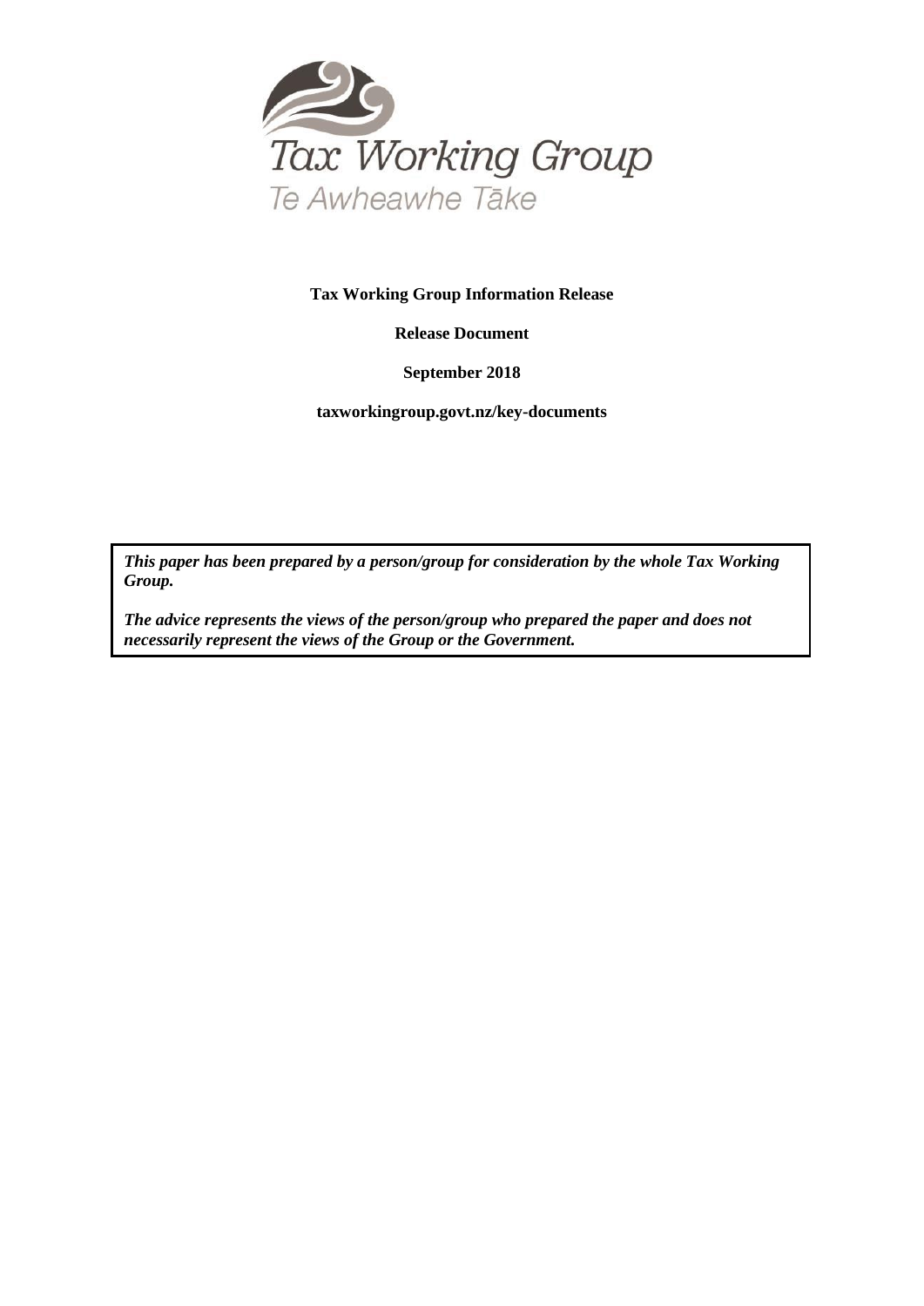Tax Working Group

Te Awheawhe Tāke

**Tax Working Group Information Release**

**Release Document**

**September 2018**

**taxworkingroup.govt.nz/key-documents**

***This paper has been prepared by a person/group for consideration by the whole Tax Working Group.***

***The advice represents the views of the person/group who prepared the paper and does not necessarily represent the views of the Group or the Government.***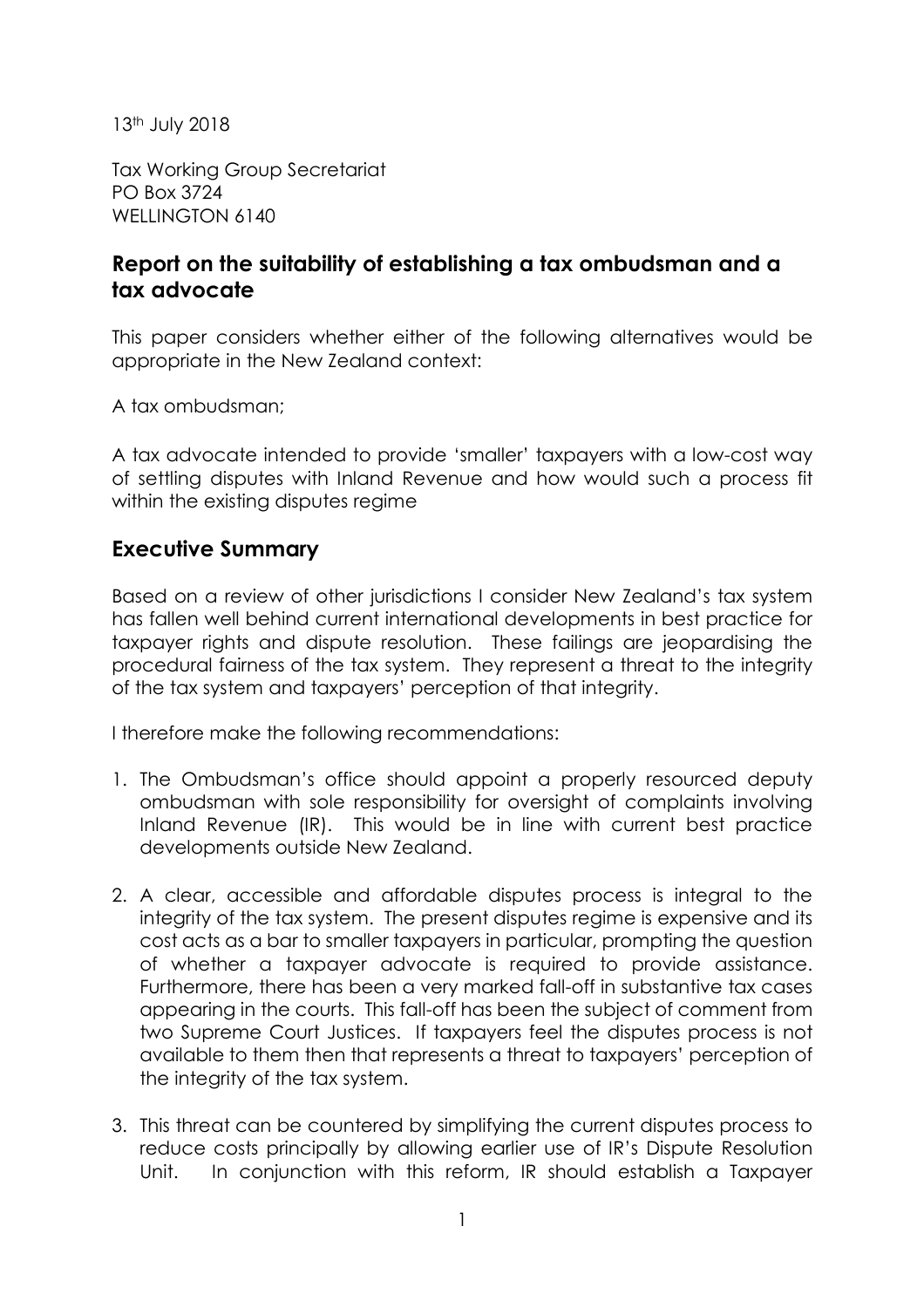13th July 2018

Tax Working Group Secretariat
PO Box 3724
WELLINGTON 6140

## Report on the suitability of establishing a tax ombudsman and a tax advocate

This paper considers whether either of the following alternatives would be appropriate in the New Zealand context:

A tax ombudsman;

A tax advocate intended to provide 'smaller' taxpayers with a low-cost way of settling disputes with Inland Revenue and how would such a process fit within the existing disputes regime

## Executive Summary

Based on a review of other jurisdictions I consider New Zealand's tax system has fallen well behind current international developments in best practice for taxpayer rights and dispute resolution. These failings are jeopardising the procedural fairness of the tax system. They represent a threat to the integrity of the tax system and taxpayers' perception of that integrity.

I therefore make the following recommendations:

1. The Ombudsman's office should appoint a properly resourced deputy ombudsman with sole responsibility for oversight of complaints involving Inland Revenue (IR). This would be in line with current best practice developments outside New Zealand.

2. A clear, accessible and affordable disputes process is integral to the integrity of the tax system. The present disputes regime is expensive and its cost acts as a bar to smaller taxpayers in particular, prompting the question of whether a taxpayer advocate is required to provide assistance. Furthermore, there has been a very marked fall-off in substantive tax cases appearing in the courts. This fall-off has been the subject of comment from two Supreme Court Justices. If taxpayers feel the disputes process is not available to them then that represents a threat to taxpayers' perception of the integrity of the tax system.

3. This threat can be countered by simplifying the current disputes process to reduce costs principally by allowing earlier use of IR's Dispute Resolution Unit. In conjunction with this reform, IR should establish a Taxpayer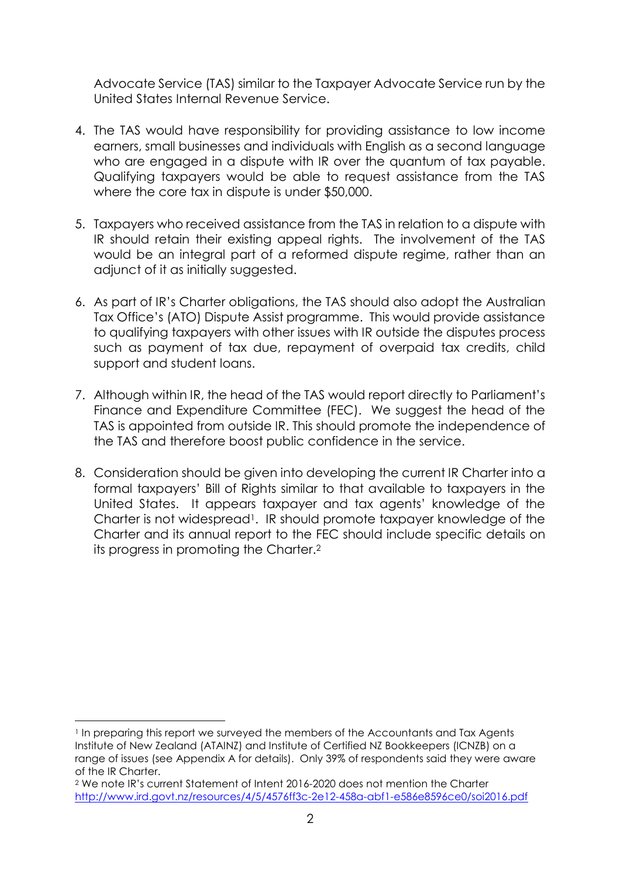Advocate Service (TAS) similar to the Taxpayer Advocate Service run by the United States Internal Revenue Service.

4. The TAS would have responsibility for providing assistance to low income earners, small businesses and individuals with English as a second language who are engaged in a dispute with IR over the quantum of tax payable. Qualifying taxpayers would be able to request assistance from the TAS where the core tax in dispute is under $50,000.

5. Taxpayers who received assistance from the TAS in relation to a dispute with IR should retain their existing appeal rights. The involvement of the TAS would be an integral part of a reformed dispute regime, rather than an adjunct of it as initially suggested.

6. As part of IR's Charter obligations, the TAS should also adopt the Australian Tax Office's (ATO) Dispute Assist programme. This would provide assistance to qualifying taxpayers with other issues with IR outside the disputes process such as payment of tax due, repayment of overpaid tax credits, child support and student loans.

7. Although within IR, the head of the TAS would report directly to Parliament's Finance and Expenditure Committee (FEC). We suggest the head of the TAS is appointed from outside IR. This should promote the independence of the TAS and therefore boost public confidence in the service.

8. Consideration should be given into developing the current IR Charter into a formal taxpayers' Bill of Rights similar to that available to taxpayers in the United States. It appears taxpayer and tax agents' knowledge of the Charter is not widespread[1]. IR should promote taxpayer knowledge of the Charter and its annual report to the FEC should include specific details on its progress in promoting the Charter.[2]

---

[1] In preparing this report we surveyed the members of the Accountants and Tax Agents Institute of New Zealand (ATAINZ) and Institute of Certified NZ Bookkeepers (ICNZB) on a range of issues (see Appendix A for details). Only 39% of respondents said they were aware of the IR Charter.

[2] We note IR's current Statement of Intent 2016-2020 does not mention the Charter http://www.ird.govt.nz/resources/4/5/4576ff3c-2e12-458a-abf1-e586e8596ce0/soi2016.pdf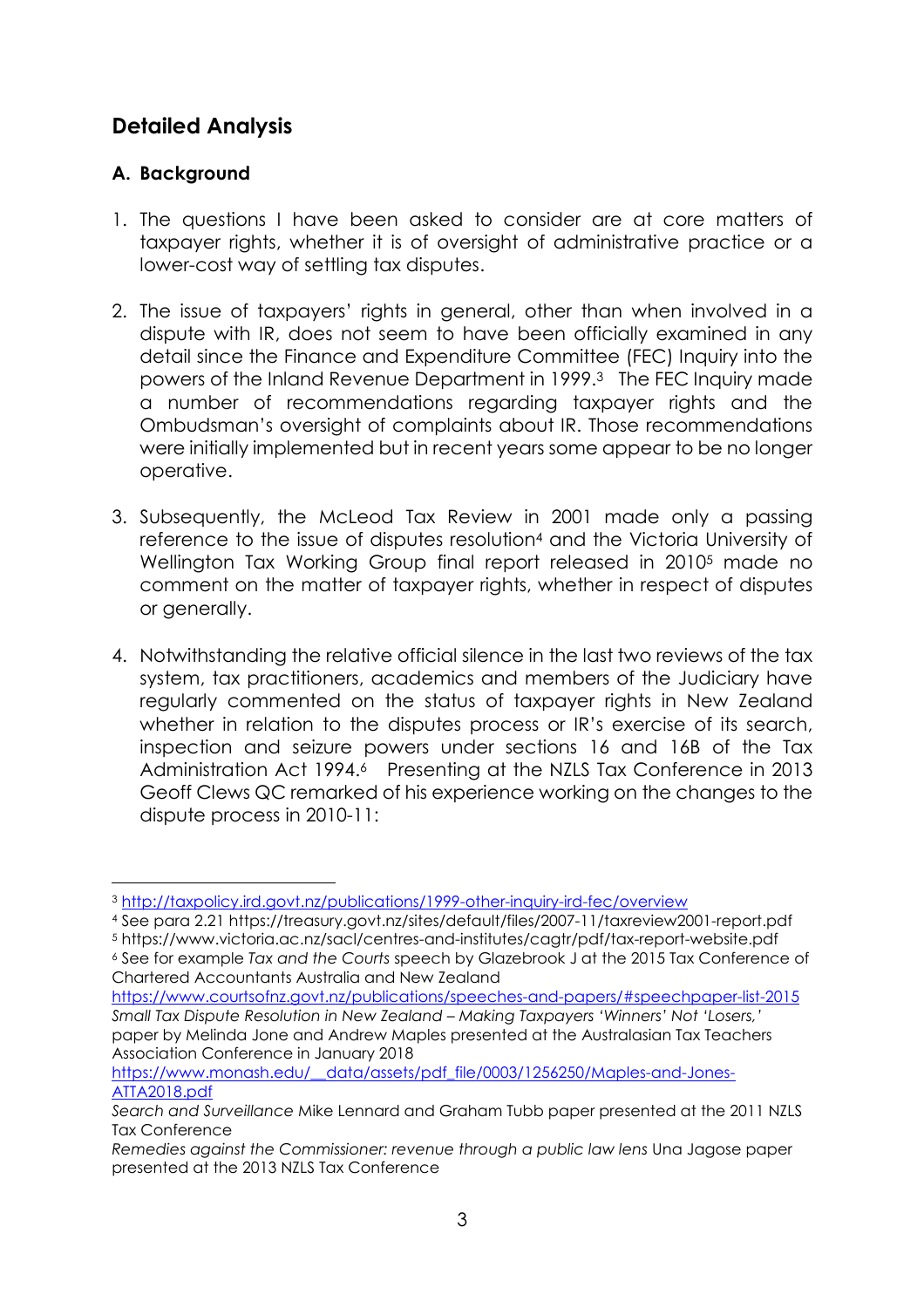## Detailed Analysis

### A. Background

1. The questions I have been asked to consider are at core matters of taxpayer rights, whether it is of oversight of administrative practice or a lower-cost way of settling tax disputes.

2. The issue of taxpayers' rights in general, other than when involved in a dispute with IR, does not seem to have been officially examined in any detail since the Finance and Expenditure Committee (FEC) Inquiry into the powers of the Inland Revenue Department in 1999.[3] The FEC Inquiry made a number of recommendations regarding taxpayer rights and the Ombudsman's oversight of complaints about IR. Those recommendations were initially implemented but in recent years some appear to be no longer operative.

3. Subsequently, the McLeod Tax Review in 2001 made only a passing reference to the issue of disputes resolution[4] and the Victoria University of Wellington Tax Working Group final report released in 2010[5] made no comment on the matter of taxpayer rights, whether in respect of disputes or generally.

4. Notwithstanding the relative official silence in the last two reviews of the tax system, tax practitioners, academics and members of the Judiciary have regularly commented on the status of taxpayer rights in New Zealand whether in relation to the disputes process or IR's exercise of its search, inspection and seizure powers under sections 16 and 16B of the Tax Administration Act 1994.[6] Presenting at the NZLS Tax Conference in 2013 Geoff Clews QC remarked of his experience working on the changes to the dispute process in 2010-11:

---

[3] http://taxpolicy.ird.govt.nz/publications/1999-other-inquiry-ird-fec/overview

[4] See para 2.21 https://treasury.govt.nz/sites/default/files/2007-11/taxreview2001-report.pdf

[5] https://www.victoria.ac.nz/sacl/centres-and-institutes/cagtr/pdf/tax-report-website.pdf

[6] See for example *Tax and the Courts* speech by Glazebrook J at the 2015 Tax Conference of Chartered Accountants Australia and New Zealand https://www.courtsofnz.govt.nz/publications/speeches-and-papers/#speechpaper-list-2015
*Small Tax Dispute Resolution in New Zealand – Making Taxpayers 'Winners' Not 'Losers,'* paper by Melinda Jone and Andrew Maples presented at the Australasian Tax Teachers Association Conference in January 2018 https://www.monash.edu/__data/assets/pdf_file/0003/1256250/Maples-and-Jones-ATTA2018.pdf
*Search and Surveillance* Mike Lennard and Graham Tubb paper presented at the 2011 NZLS Tax Conference
*Remedies against the Commissioner: revenue through a public law lens* Una Jagose paper presented at the 2013 NZLS Tax Conference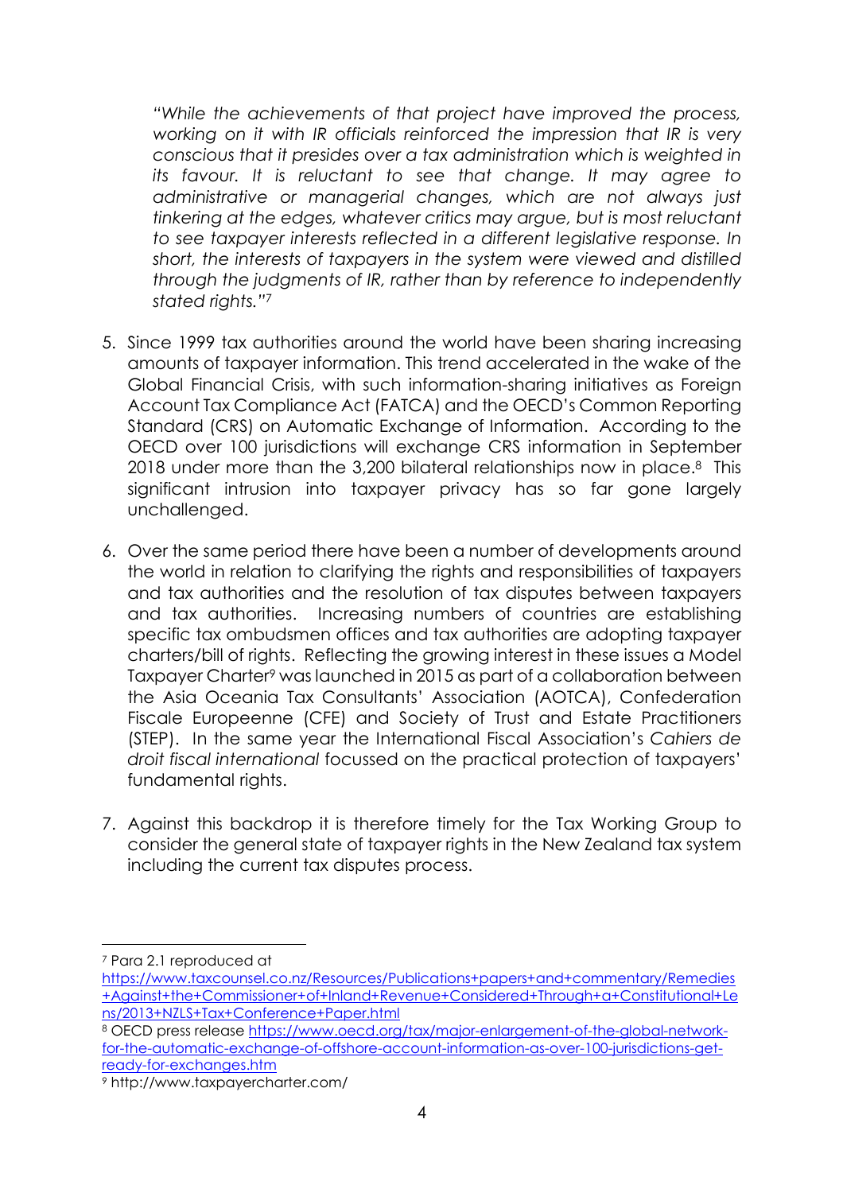> *"While the achievements of that project have improved the process, working on it with IR officials reinforced the impression that IR is very conscious that it presides over a tax administration which is weighted in its favour. It is reluctant to see that change. It may agree to administrative or managerial changes, which are not always just tinkering at the edges, whatever critics may argue, but is most reluctant to see taxpayer interests reflected in a different legislative response. In short, the interests of taxpayers in the system were viewed and distilled through the judgments of IR, rather than by reference to independently stated rights."*[7]

5. Since 1999 tax authorities around the world have been sharing increasing amounts of taxpayer information. This trend accelerated in the wake of the Global Financial Crisis, with such information-sharing initiatives as Foreign Account Tax Compliance Act (FATCA) and the OECD's Common Reporting Standard (CRS) on Automatic Exchange of Information. According to the OECD over 100 jurisdictions will exchange CRS information in September 2018 under more than the 3,200 bilateral relationships now in place.[8] This significant intrusion into taxpayer privacy has so far gone largely unchallenged.

6. Over the same period there have been a number of developments around the world in relation to clarifying the rights and responsibilities of taxpayers and tax authorities and the resolution of tax disputes between taxpayers and tax authorities. Increasing numbers of countries are establishing specific tax ombudsmen offices and tax authorities are adopting taxpayer charters/bill of rights. Reflecting the growing interest in these issues a Model Taxpayer Charter[9] was launched in 2015 as part of a collaboration between the Asia Oceania Tax Consultants' Association (AOTCA), Confederation Fiscale Europeenne (CFE) and Society of Trust and Estate Practitioners (STEP). In the same year the International Fiscal Association's *Cahiers de droit fiscal international* focussed on the practical protection of taxpayers' fundamental rights.

7. Against this backdrop it is therefore timely for the Tax Working Group to consider the general state of taxpayer rights in the New Zealand tax system including the current tax disputes process.

---

[7] Para 2.1 reproduced at https://www.taxcounsel.co.nz/Resources/Publications+papers+and+commentary/Remedies+Against+the+Commissioner+of+Inland+Revenue+Considered+Through+a+Constitutional+Lens/2013+NZLS+Tax+Conference+Paper.html

[8] OECD press release https://www.oecd.org/tax/major-enlargement-of-the-global-network-for-the-automatic-exchange-of-offshore-account-information-as-over-100-jurisdictions-get-ready-for-exchanges.htm

[9] http://www.taxpayercharter.com/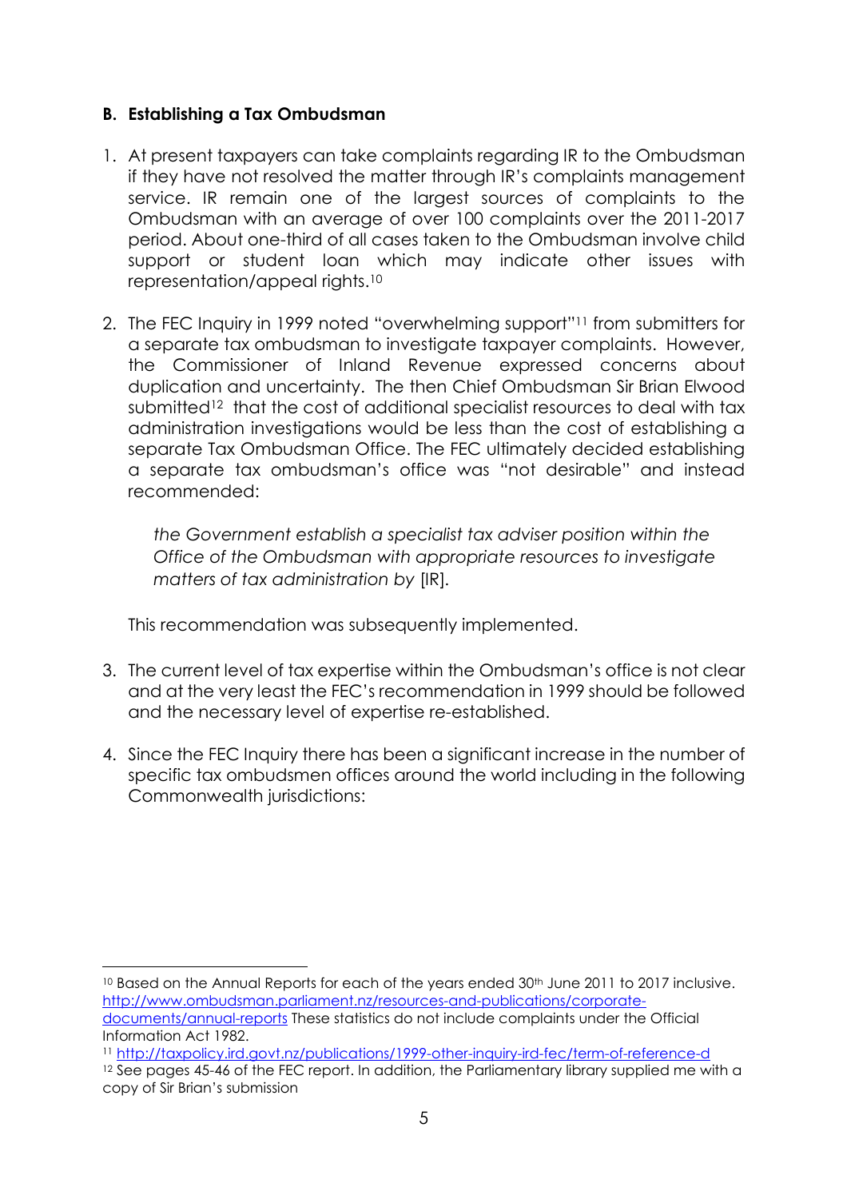## B. Establishing a Tax Ombudsman

1. At present taxpayers can take complaints regarding IR to the Ombudsman if they have not resolved the matter through IR's complaints management service. IR remain one of the largest sources of complaints to the Ombudsman with an average of over 100 complaints over the 2011-2017 period. About one-third of all cases taken to the Ombudsman involve child support or student loan which may indicate other issues with representation/appeal rights.[10]

2. The FEC Inquiry in 1999 noted "overwhelming support"[11] from submitters for a separate tax ombudsman to investigate taxpayer complaints. However, the Commissioner of Inland Revenue expressed concerns about duplication and uncertainty. The then Chief Ombudsman Sir Brian Elwood submitted[12] that the cost of additional specialist resources to deal with tax administration investigations would be less than the cost of establishing a separate Tax Ombudsman Office. The FEC ultimately decided establishing a separate tax ombudsman's office was "not desirable" and instead recommended:

   > *the Government establish a specialist tax adviser position within the Office of the Ombudsman with appropriate resources to investigate matters of tax administration by* [IR].

   This recommendation was subsequently implemented.

3. The current level of tax expertise within the Ombudsman's office is not clear and at the very least the FEC's recommendation in 1999 should be followed and the necessary level of expertise re-established.

4. Since the FEC Inquiry there has been a significant increase in the number of specific tax ombudsmen offices around the world including in the following Commonwealth jurisdictions:

---

[10] Based on the Annual Reports for each of the years ended 30th June 2011 to 2017 inclusive. http://www.ombudsman.parliament.nz/resources-and-publications/corporate-documents/annual-reports These statistics do not include complaints under the Official Information Act 1982.

[11] http://taxpolicy.ird.govt.nz/publications/1999-other-inquiry-ird-fec/term-of-reference-d

[12] See pages 45-46 of the FEC report. In addition, the Parliamentary library supplied me with a copy of Sir Brian's submission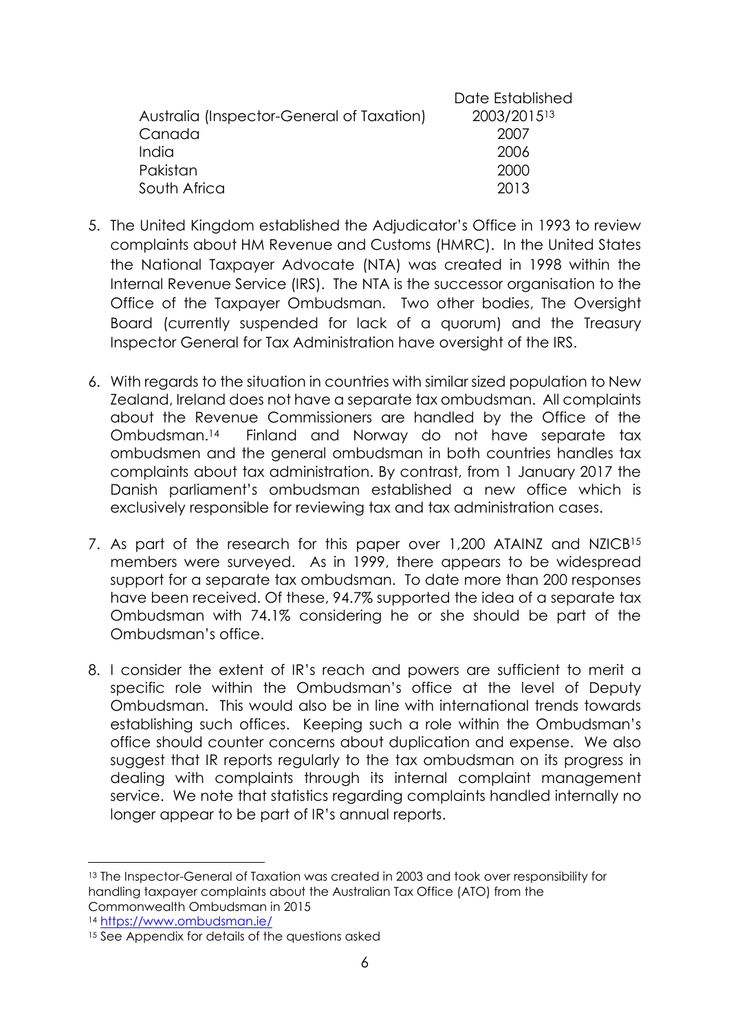| | Date Established |
|---|---|
| Australia (Inspector-General of Taxation) | 2003/2015[13] |
| Canada | 2007 |
| India | 2006 |
| Pakistan | 2000 |
| South Africa | 2013 |

5. The United Kingdom established the Adjudicator's Office in 1993 to review complaints about HM Revenue and Customs (HMRC). In the United States the National Taxpayer Advocate (NTA) was created in 1998 within the Internal Revenue Service (IRS). The NTA is the successor organisation to the Office of the Taxpayer Ombudsman. Two other bodies, The Oversight Board (currently suspended for lack of a quorum) and the Treasury Inspector General for Tax Administration have oversight of the IRS.

6. With regards to the situation in countries with similar sized population to New Zealand, Ireland does not have a separate tax ombudsman. All complaints about the Revenue Commissioners are handled by the Office of the Ombudsman.[14] Finland and Norway do not have separate tax ombudsmen and the general ombudsman in both countries handles tax complaints about tax administration. By contrast, from 1 January 2017 the Danish parliament's ombudsman established a new office which is exclusively responsible for reviewing tax and tax administration cases.

7. As part of the research for this paper over 1,200 ATAINZ and NZICB[15] members were surveyed. As in 1999, there appears to be widespread support for a separate tax ombudsman. To date more than 200 responses have been received. Of these, 94.7% supported the idea of a separate tax Ombudsman with 74.1% considering he or she should be part of the Ombudsman's office.

8. I consider the extent of IR's reach and powers are sufficient to merit a specific role within the Ombudsman's office at the level of Deputy Ombudsman. This would also be in line with international trends towards establishing such offices. Keeping such a role within the Ombudsman's office should counter concerns about duplication and expense. We also suggest that IR reports regularly to the tax ombudsman on its progress in dealing with complaints through its internal complaint management service. We note that statistics regarding complaints handled internally no longer appear to be part of IR's annual reports.

---

[13] The Inspector-General of Taxation was created in 2003 and took over responsibility for handling taxpayer complaints about the Australian Tax Office (ATO) from the Commonwealth Ombudsman in 2015

[14] https://www.ombudsman.ie/

[15] See Appendix for details of the questions asked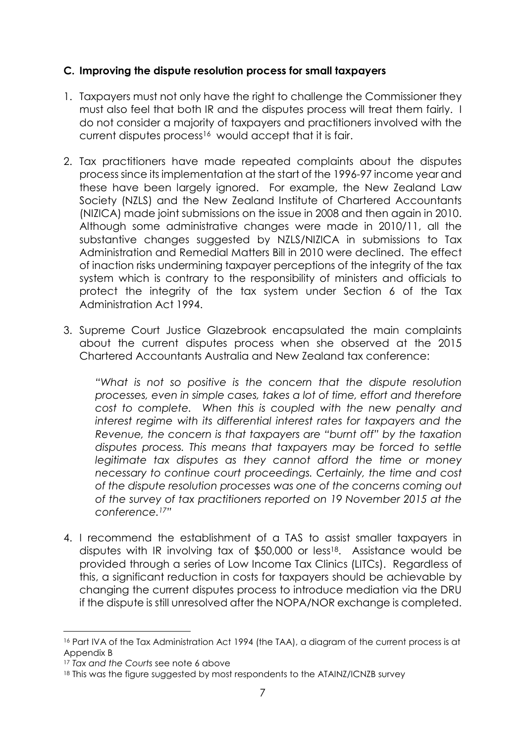### C. Improving the dispute resolution process for small taxpayers

1. Taxpayers must not only have the right to challenge the Commissioner they must also feel that both IR and the disputes process will treat them fairly. I do not consider a majority of taxpayers and practitioners involved with the current disputes process[16] would accept that it is fair.

2. Tax practitioners have made repeated complaints about the disputes process since its implementation at the start of the 1996-97 income year and these have been largely ignored. For example, the New Zealand Law Society (NZLS) and the New Zealand Institute of Chartered Accountants (NIZICA) made joint submissions on the issue in 2008 and then again in 2010. Although some administrative changes were made in 2010/11, all the substantive changes suggested by NZLS/NIZICA in submissions to Tax Administration and Remedial Matters Bill in 2010 were declined. The effect of inaction risks undermining taxpayer perceptions of the integrity of the tax system which is contrary to the responsibility of ministers and officials to protect the integrity of the tax system under Section 6 of the Tax Administration Act 1994.

3. Supreme Court Justice Glazebrook encapsulated the main complaints about the current disputes process when she observed at the 2015 Chartered Accountants Australia and New Zealand tax conference:

   *"What is not so positive is the concern that the dispute resolution processes, even in simple cases, takes a lot of time, effort and therefore cost to complete. When this is coupled with the new penalty and interest regime with its differential interest rates for taxpayers and the Revenue, the concern is that taxpayers are "burnt off" by the taxation disputes process. This means that taxpayers may be forced to settle legitimate tax disputes as they cannot afford the time or money necessary to continue court proceedings. Certainly, the time and cost of the dispute resolution processes was one of the concerns coming out of the survey of tax practitioners reported on 19 November 2015 at the conference.[17]"*

4. I recommend the establishment of a TAS to assist smaller taxpayers in disputes with IR involving tax of $50,000 or less[18]. Assistance would be provided through a series of Low Income Tax Clinics (LITCs). Regardless of this, a significant reduction in costs for taxpayers should be achievable by changing the current disputes process to introduce mediation via the DRU if the dispute is still unresolved after the NOPA/NOR exchange is completed.

---

[16] Part IVA of the Tax Administration Act 1994 (the TAA), a diagram of the current process is at Appendix B

[17] *Tax and the Courts* see note 6 above

[18] This was the figure suggested by most respondents to the ATAINZ/ICNZB survey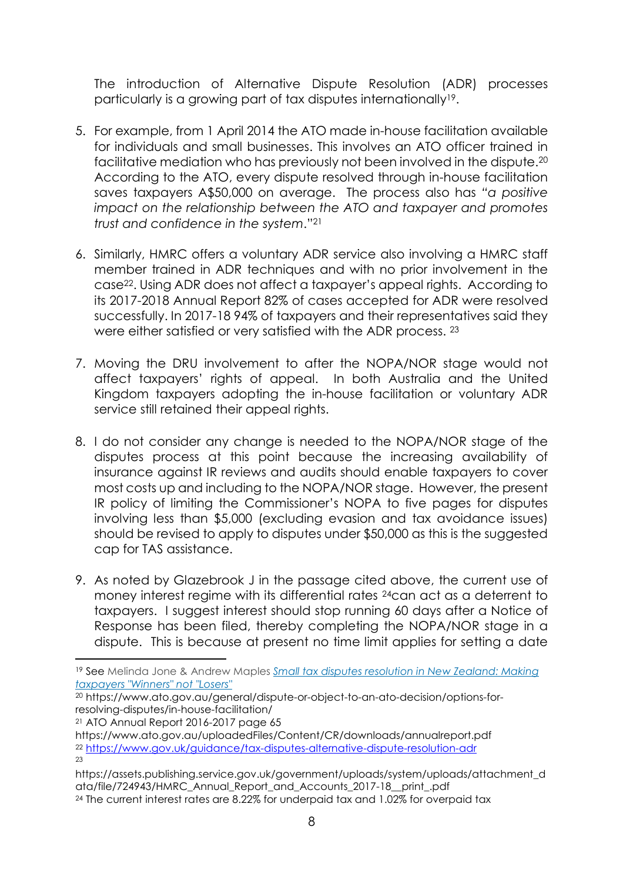The introduction of Alternative Dispute Resolution (ADR) processes particularly is a growing part of tax disputes internationally[19].

5. For example, from 1 April 2014 the ATO made in-house facilitation available for individuals and small businesses. This involves an ATO officer trained in facilitative mediation who has previously not been involved in the dispute.[20] According to the ATO, every dispute resolved through in-house facilitation saves taxpayers A$50,000 on average. The process also has "*a positive impact on the relationship between the ATO and taxpayer and promotes trust and confidence in the system*."[21]

6. Similarly, HMRC offers a voluntary ADR service also involving a HMRC staff member trained in ADR techniques and with no prior involvement in the case[22]. Using ADR does not affect a taxpayer's appeal rights. According to its 2017-2018 Annual Report 82% of cases accepted for ADR were resolved successfully. In 2017-18 94% of taxpayers and their representatives said they were either satisfied or very satisfied with the ADR process. [23]

7. Moving the DRU involvement to after the NOPA/NOR stage would not affect taxpayers' rights of appeal. In both Australia and the United Kingdom taxpayers adopting the in-house facilitation or voluntary ADR service still retained their appeal rights.

8. I do not consider any change is needed to the NOPA/NOR stage of the disputes process at this point because the increasing availability of insurance against IR reviews and audits should enable taxpayers to cover most costs up and including to the NOPA/NOR stage. However, the present IR policy of limiting the Commissioner's NOPA to five pages for disputes involving less than $5,000 (excluding evasion and tax avoidance issues) should be revised to apply to disputes under $50,000 as this is the suggested cap for TAS assistance.

9. As noted by Glazebrook J in the passage cited above, the current use of money interest regime with its differential rates [24]can act as a deterrent to taxpayers. I suggest interest should stop running 60 days after a Notice of Response has been filed, thereby completing the NOPA/NOR stage in a dispute. This is because at present no time limit applies for setting a date

---

[19] See Melinda Jone & Andrew Maples [*Small tax disputes resolution in New Zealand: Making taxpayers "Winners" not "Losers"*]

[20] https://www.ato.gov.au/general/dispute-or-object-to-an-ato-decision/options-for-resolving-disputes/in-house-facilitation/

[21] ATO Annual Report 2016-2017 page 65 https://www.ato.gov.au/uploadedFiles/Content/CR/downloads/annualreport.pdf

[22] https://www.gov.uk/guidance/tax-disputes-alternative-dispute-resolution-adr

[23] https://assets.publishing.service.gov.uk/government/uploads/system/uploads/attachment_data/file/724943/HMRC_Annual_Report_and_Accounts_2017-18__print_.pdf

[24] The current interest rates are 8.22% for underpaid tax and 1.02% for overpaid tax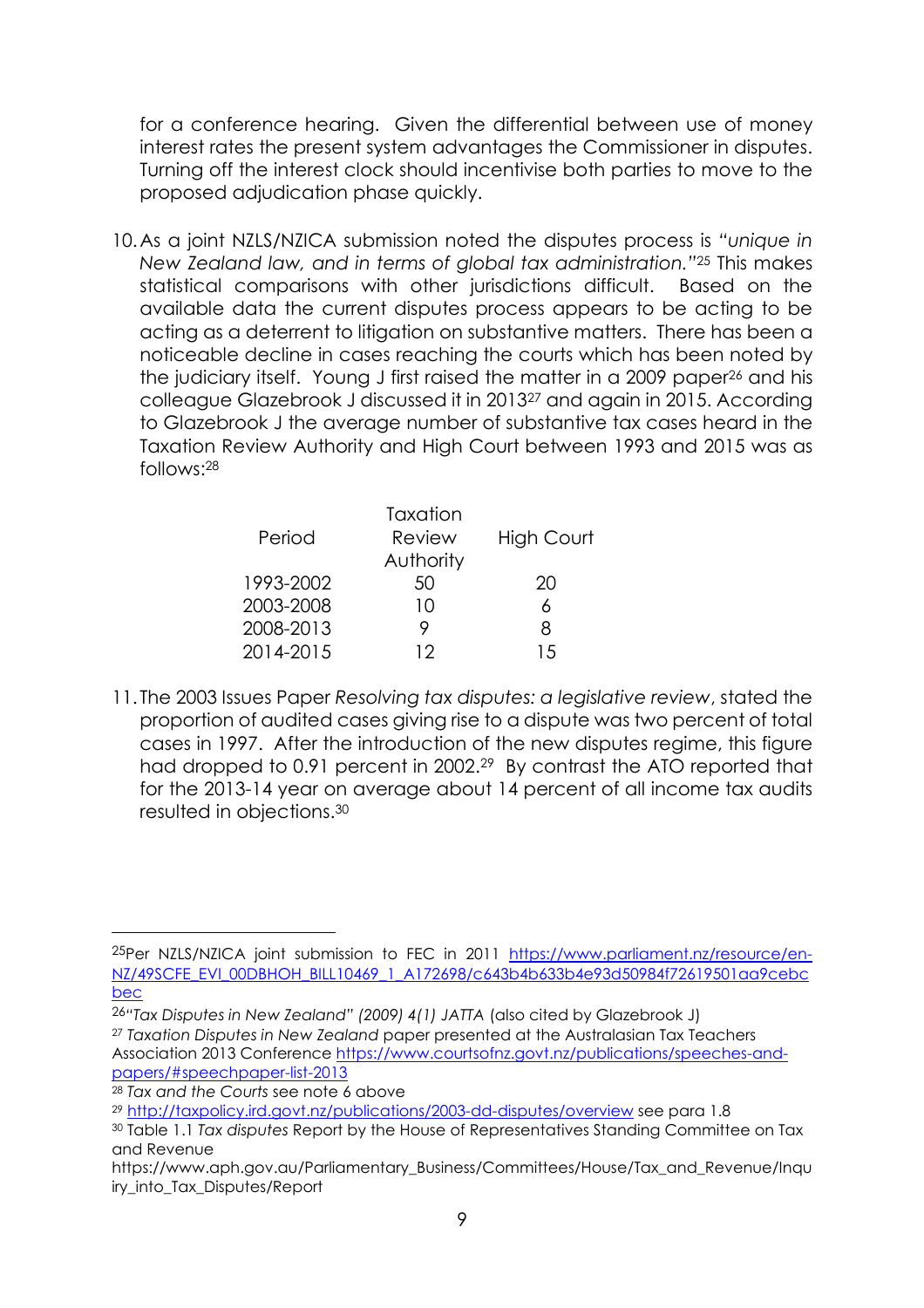for a conference hearing. Given the differential between use of money interest rates the present system advantages the Commissioner in disputes. Turning off the interest clock should incentivise both parties to move to the proposed adjudication phase quickly.

10. As a joint NZLS/NZICA submission noted the disputes process is *"unique in New Zealand law, and in terms of global tax administration."*[25] This makes statistical comparisons with other jurisdictions difficult. Based on the available data the current disputes process appears to be acting to be acting as a deterrent to litigation on substantive matters. There has been a noticeable decline in cases reaching the courts which has been noted by the judiciary itself. Young J first raised the matter in a 2009 paper[26] and his colleague Glazebrook J discussed it in 2013[27] and again in 2015. According to Glazebrook J the average number of substantive tax cases heard in the Taxation Review Authority and High Court between 1993 and 2015 was as follows:[28]

| Period | Taxation Review Authority | High Court |
|---|---|---|
| 1993-2002 | 50 | 20 |
| 2003-2008 | 10 | 6 |
| 2008-2013 | 9 | 8 |
| 2014-2015 | 12 | 15 |

11. The 2003 Issues Paper *Resolving tax disputes: a legislative review*, stated the proportion of audited cases giving rise to a dispute was two percent of total cases in 1997. After the introduction of the new disputes regime, this figure had dropped to 0.91 percent in 2002.[29] By contrast the ATO reported that for the 2013-14 year on average about 14 percent of all income tax audits resulted in objections.[30]

---

[25] Per NZLS/NZICA joint submission to FEC in 2011 https://www.parliament.nz/resource/en-NZ/49SCFE_EVI_00DBHOH_BILL10469_1_A172698/c643b4b633b4e93d50984f72619501aa9cebcbec

[26] *"Tax Disputes in New Zealand" (2009) 4(1) JATTA* (also cited by Glazebrook J)

[27] *Taxation Disputes in New Zealand* paper presented at the Australasian Tax Teachers Association 2013 Conference https://www.courtsofnz.govt.nz/publications/speeches-and-papers/#speechpaper-list-2013

[28] *Tax and the Courts* see note 6 above

[29] http://taxpolicy.ird.govt.nz/publications/2003-dd-disputes/overview see para 1.8

[30] Table 1.1 *Tax disputes* Report by the House of Representatives Standing Committee on Tax and Revenue https://www.aph.gov.au/Parliamentary_Business/Committees/House/Tax_and_Revenue/Inquiry_into_Tax_Disputes/Report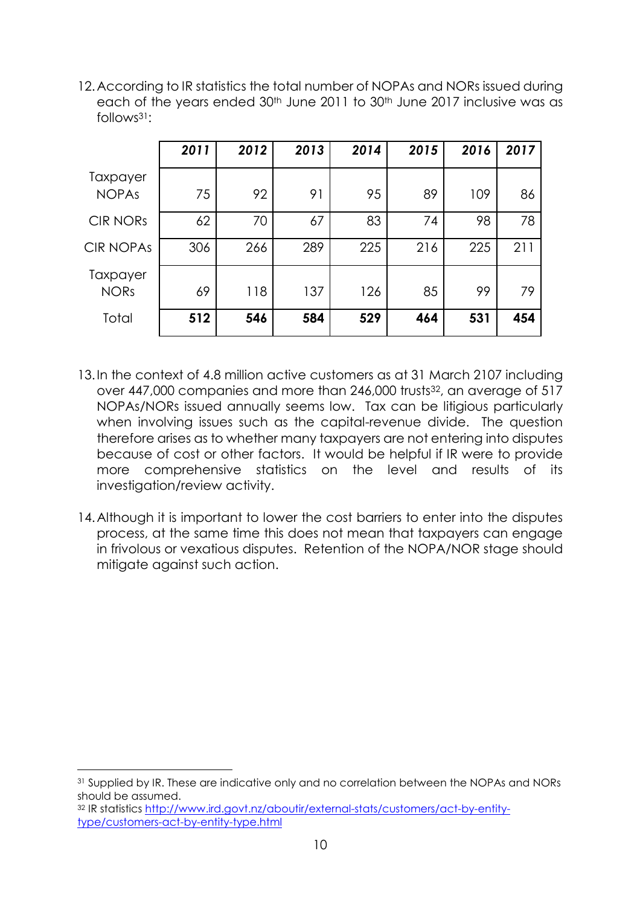12. According to IR statistics the total number of NOPAs and NORs issued during each of the years ended 30th June 2011 to 30th June 2017 inclusive was as follows[31]:

| | *2011* | *2012* | *2013* | *2014* | *2015* | *2016* | *2017* |
|---|---|---|---|---|---|---|---|
| Taxpayer NOPAs | 75 | 92 | 91 | 95 | 89 | 109 | 86 |
| CIR NORs | 62 | 70 | 67 | 83 | 74 | 98 | 78 |
| CIR NOPAs | 306 | 266 | 289 | 225 | 216 | 225 | 211 |
| Taxpayer NORs | 69 | 118 | 137 | 126 | 85 | 99 | 79 |
| Total | **512** | **546** | **584** | **529** | **464** | **531** | **454** |

13. In the context of 4.8 million active customers as at 31 March 2107 including over 447,000 companies and more than 246,000 trusts[32], an average of 517 NOPAs/NORs issued annually seems low. Tax can be litigious particularly when involving issues such as the capital-revenue divide. The question therefore arises as to whether many taxpayers are not entering into disputes because of cost or other factors. It would be helpful if IR were to provide more comprehensive statistics on the level and results of its investigation/review activity.

14. Although it is important to lower the cost barriers to enter into the disputes process, at the same time this does not mean that taxpayers can engage in frivolous or vexatious disputes. Retention of the NOPA/NOR stage should mitigate against such action.

---

[31] Supplied by IR. These are indicative only and no correlation between the NOPAs and NORs should be assumed.

[32] IR statistics http://www.ird.govt.nz/aboutir/external-stats/customers/act-by-entity-type/customers-act-by-entity-type.html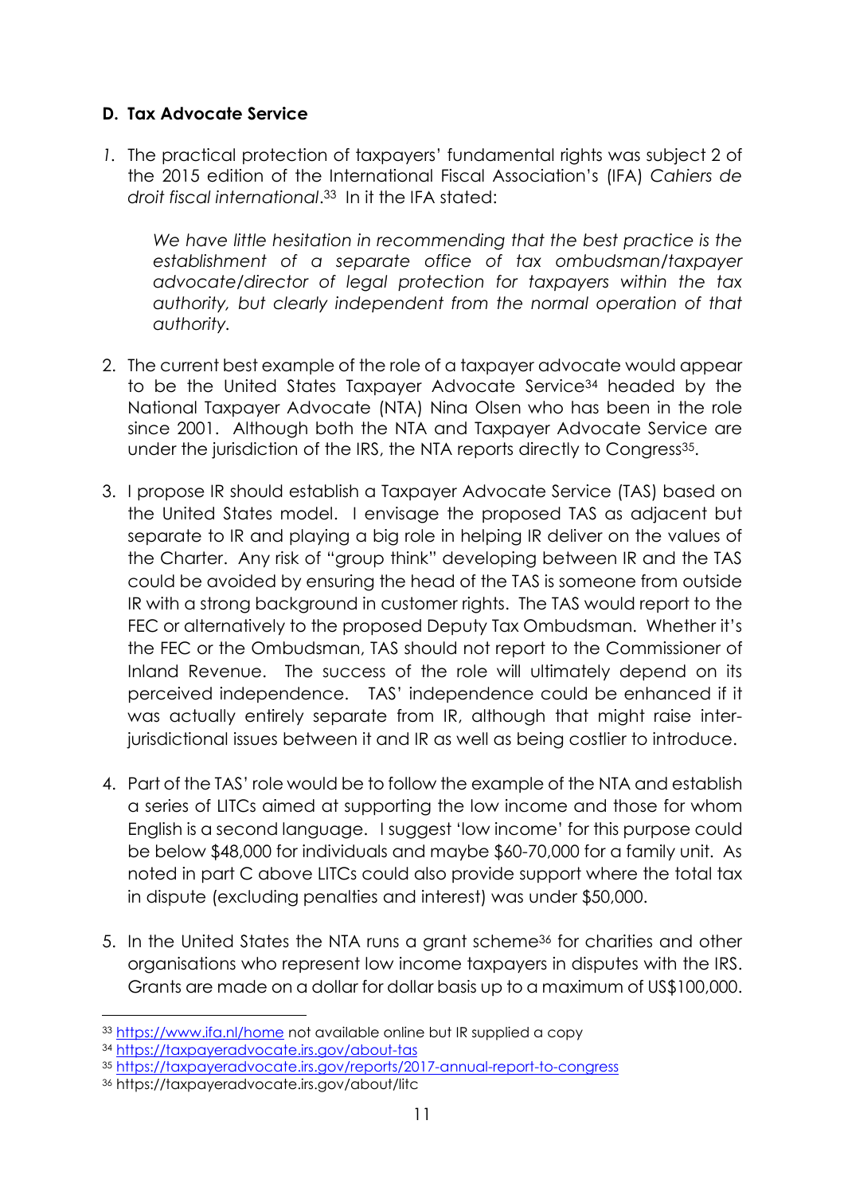### D. Tax Advocate Service

1. The practical protection of taxpayers' fundamental rights was subject 2 of the 2015 edition of the International Fiscal Association's (IFA) *Cahiers de droit fiscal international*.[33] In it the IFA stated:

   *We have little hesitation in recommending that the best practice is the establishment of a separate office of tax ombudsman/taxpayer advocate/director of legal protection for taxpayers within the tax authority, but clearly independent from the normal operation of that authority.*

2. The current best example of the role of a taxpayer advocate would appear to be the United States Taxpayer Advocate Service[34] headed by the National Taxpayer Advocate (NTA) Nina Olsen who has been in the role since 2001. Although both the NTA and Taxpayer Advocate Service are under the jurisdiction of the IRS, the NTA reports directly to Congress[35].

3. I propose IR should establish a Taxpayer Advocate Service (TAS) based on the United States model. I envisage the proposed TAS as adjacent but separate to IR and playing a big role in helping IR deliver on the values of the Charter. Any risk of "group think" developing between IR and the TAS could be avoided by ensuring the head of the TAS is someone from outside IR with a strong background in customer rights. The TAS would report to the FEC or alternatively to the proposed Deputy Tax Ombudsman. Whether it's the FEC or the Ombudsman, TAS should not report to the Commissioner of Inland Revenue. The success of the role will ultimately depend on its perceived independence. TAS' independence could be enhanced if it was actually entirely separate from IR, although that might raise inter-jurisdictional issues between it and IR as well as being costlier to introduce.

4. Part of the TAS' role would be to follow the example of the NTA and establish a series of LITCs aimed at supporting the low income and those for whom English is a second language. I suggest 'low income' for this purpose could be below $48,000 for individuals and maybe $60-70,000 for a family unit. As noted in part C above LITCs could also provide support where the total tax in dispute (excluding penalties and interest) was under $50,000.

5. In the United States the NTA runs a grant scheme[36] for charities and other organisations who represent low income taxpayers in disputes with the IRS. Grants are made on a dollar for dollar basis up to a maximum of US$100,000.

---

[33] https://www.ifa.nl/home not available online but IR supplied a copy

[34] https://taxpayeradvocate.irs.gov/about-tas

[35] https://taxpayeradvocate.irs.gov/reports/2017-annual-report-to-congress

[36] https://taxpayeradvocate.irs.gov/about/litc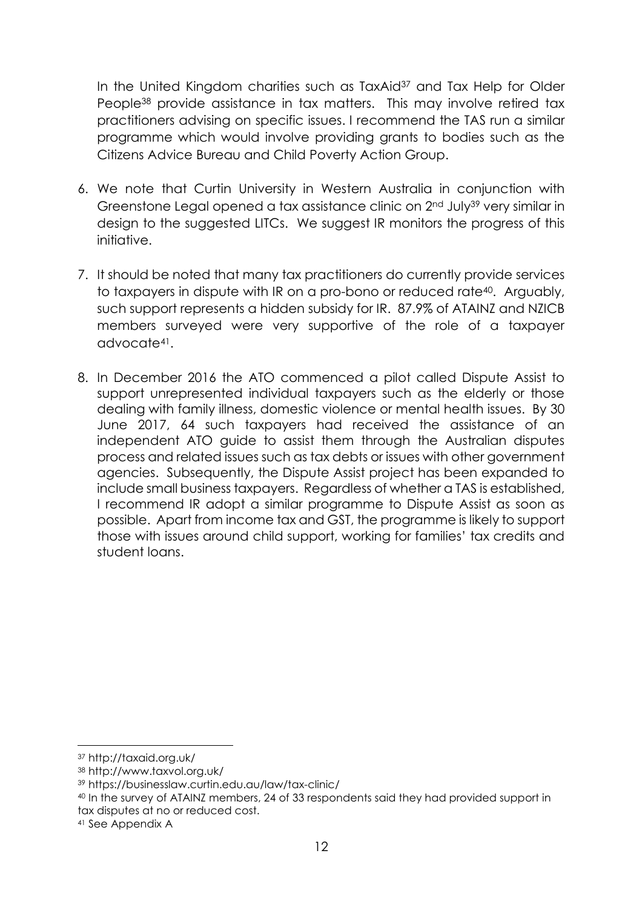In the United Kingdom charities such as TaxAid[37] and Tax Help for Older People[38] provide assistance in tax matters. This may involve retired tax practitioners advising on specific issues. I recommend the TAS run a similar programme which would involve providing grants to bodies such as the Citizens Advice Bureau and Child Poverty Action Group.

6. We note that Curtin University in Western Australia in conjunction with Greenstone Legal opened a tax assistance clinic on 2nd July[39] very similar in design to the suggested LITCs. We suggest IR monitors the progress of this initiative.

7. It should be noted that many tax practitioners do currently provide services to taxpayers in dispute with IR on a pro-bono or reduced rate[40]. Arguably, such support represents a hidden subsidy for IR. 87.9% of ATAINZ and NZICB members surveyed were very supportive of the role of a taxpayer advocate[41].

8. In December 2016 the ATO commenced a pilot called Dispute Assist to support unrepresented individual taxpayers such as the elderly or those dealing with family illness, domestic violence or mental health issues. By 30 June 2017, 64 such taxpayers had received the assistance of an independent ATO guide to assist them through the Australian disputes process and related issues such as tax debts or issues with other government agencies. Subsequently, the Dispute Assist project has been expanded to include small business taxpayers. Regardless of whether a TAS is established, I recommend IR adopt a similar programme to Dispute Assist as soon as possible. Apart from income tax and GST, the programme is likely to support those with issues around child support, working for families' tax credits and student loans.

---

[37] http://taxaid.org.uk/

[38] http://www.taxvol.org.uk/

[39] https://businesslaw.curtin.edu.au/law/tax-clinic/

[40] In the survey of ATAINZ members, 24 of 33 respondents said they had provided support in tax disputes at no or reduced cost.

[41] See Appendix A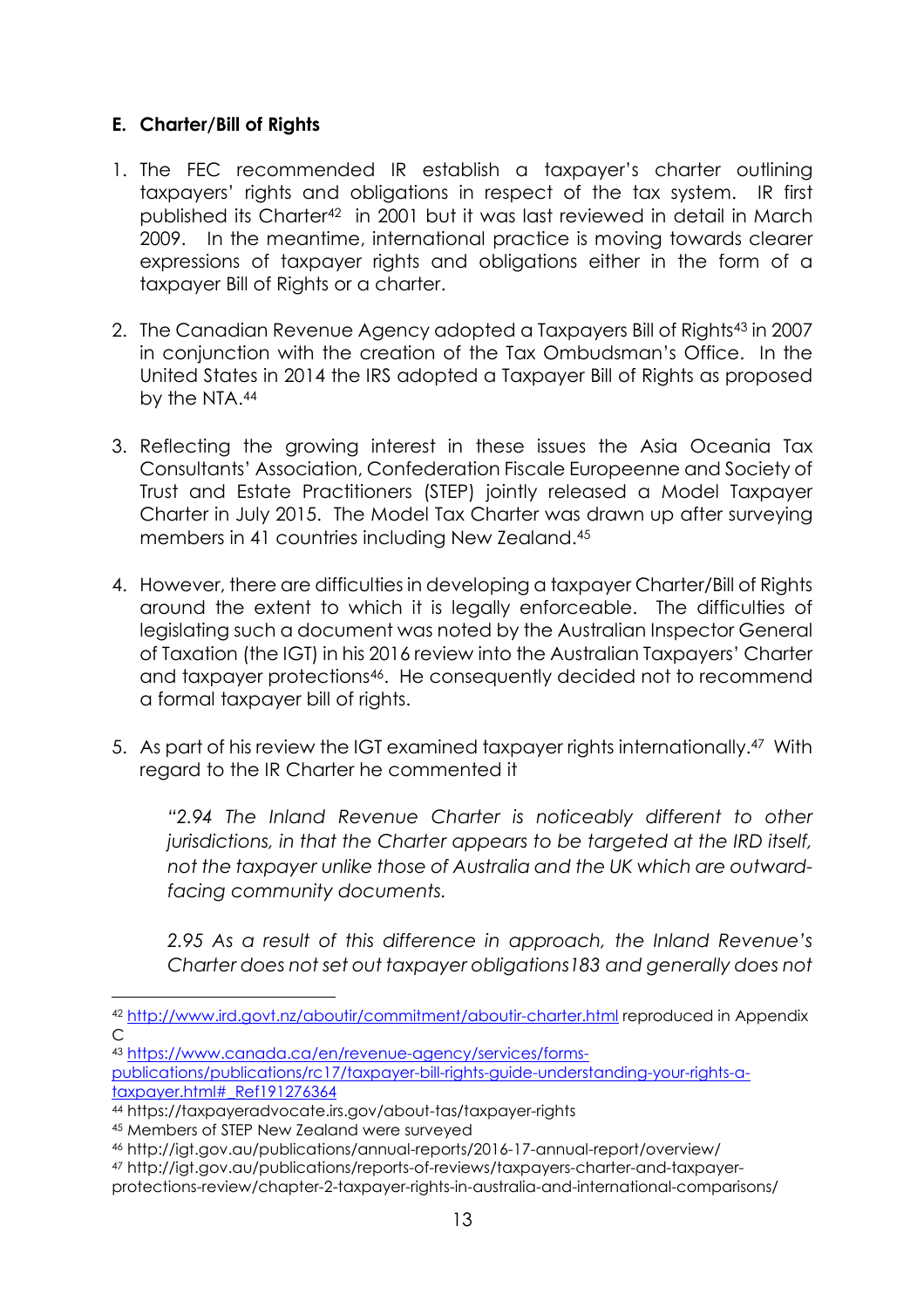### E. Charter/Bill of Rights

1. The FEC recommended IR establish a taxpayer's charter outlining taxpayers' rights and obligations in respect of the tax system. IR first published its Charter[42] in 2001 but it was last reviewed in detail in March 2009. In the meantime, international practice is moving towards clearer expressions of taxpayer rights and obligations either in the form of a taxpayer Bill of Rights or a charter.

2. The Canadian Revenue Agency adopted a Taxpayers Bill of Rights[43] in 2007 in conjunction with the creation of the Tax Ombudsman's Office. In the United States in 2014 the IRS adopted a Taxpayer Bill of Rights as proposed by the NTA.[44]

3. Reflecting the growing interest in these issues the Asia Oceania Tax Consultants' Association, Confederation Fiscale Europeenne and Society of Trust and Estate Practitioners (STEP) jointly released a Model Taxpayer Charter in July 2015. The Model Tax Charter was drawn up after surveying members in 41 countries including New Zealand.[45]

4. However, there are difficulties in developing a taxpayer Charter/Bill of Rights around the extent to which it is legally enforceable. The difficulties of legislating such a document was noted by the Australian Inspector General of Taxation (the IGT) in his 2016 review into the Australian Taxpayers' Charter and taxpayer protections[46]. He consequently decided not to recommend a formal taxpayer bill of rights.

5. As part of his review the IGT examined taxpayer rights internationally.[47] With regard to the IR Charter he commented it

   *"2.94 The Inland Revenue Charter is noticeably different to other jurisdictions, in that the Charter appears to be targeted at the IRD itself, not the taxpayer unlike those of Australia and the UK which are outward-facing community documents.*

   *2.95 As a result of this difference in approach, the Inland Revenue's Charter does not set out taxpayer obligations183 and generally does not*

---

[42] http://www.ird.govt.nz/aboutir/commitment/aboutir-charter.html reproduced in Appendix C

[43] https://www.canada.ca/en/revenue-agency/services/forms-publications/publications/rc17/taxpayer-bill-rights-guide-understanding-your-rights-a-taxpayer.html#_Ref191276364

[44] https://taxpayeradvocate.irs.gov/about-tas/taxpayer-rights

[45] Members of STEP New Zealand were surveyed

[46] http://igt.gov.au/publications/annual-reports/2016-17-annual-report/overview/

[47] http://igt.gov.au/publications/reports-of-reviews/taxpayers-charter-and-taxpayer-protections-review/chapter-2-taxpayer-rights-in-australia-and-international-comparisons/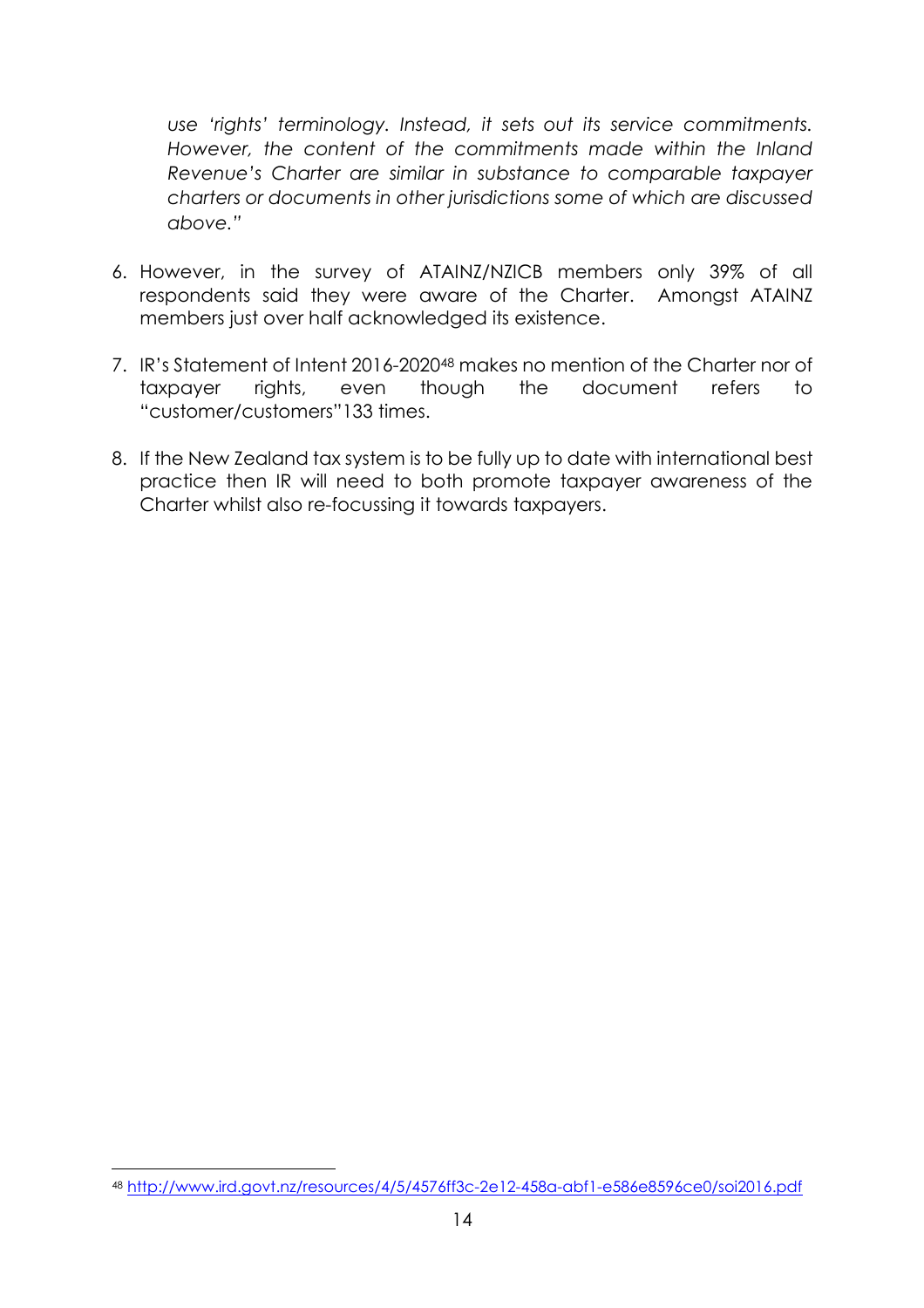> *use 'rights' terminology. Instead, it sets out its service commitments. However, the content of the commitments made within the Inland Revenue's Charter are similar in substance to comparable taxpayer charters or documents in other jurisdictions some of which are discussed above."*

6. However, in the survey of ATAINZ/NZICB members only 39% of all respondents said they were aware of the Charter. Amongst ATAINZ members just over half acknowledged its existence.

7. IR's Statement of Intent 2016-2020[48] makes no mention of the Charter nor of taxpayer rights, even though the document refers to "customer/customers"133 times.

8. If the New Zealand tax system is to be fully up to date with international best practice then IR will need to both promote taxpayer awareness of the Charter whilst also re-focussing it towards taxpayers.

---

[48] http://www.ird.govt.nz/resources/4/5/4576ff3c-2e12-458a-abf1-e586e8596ce0/soi2016.pdf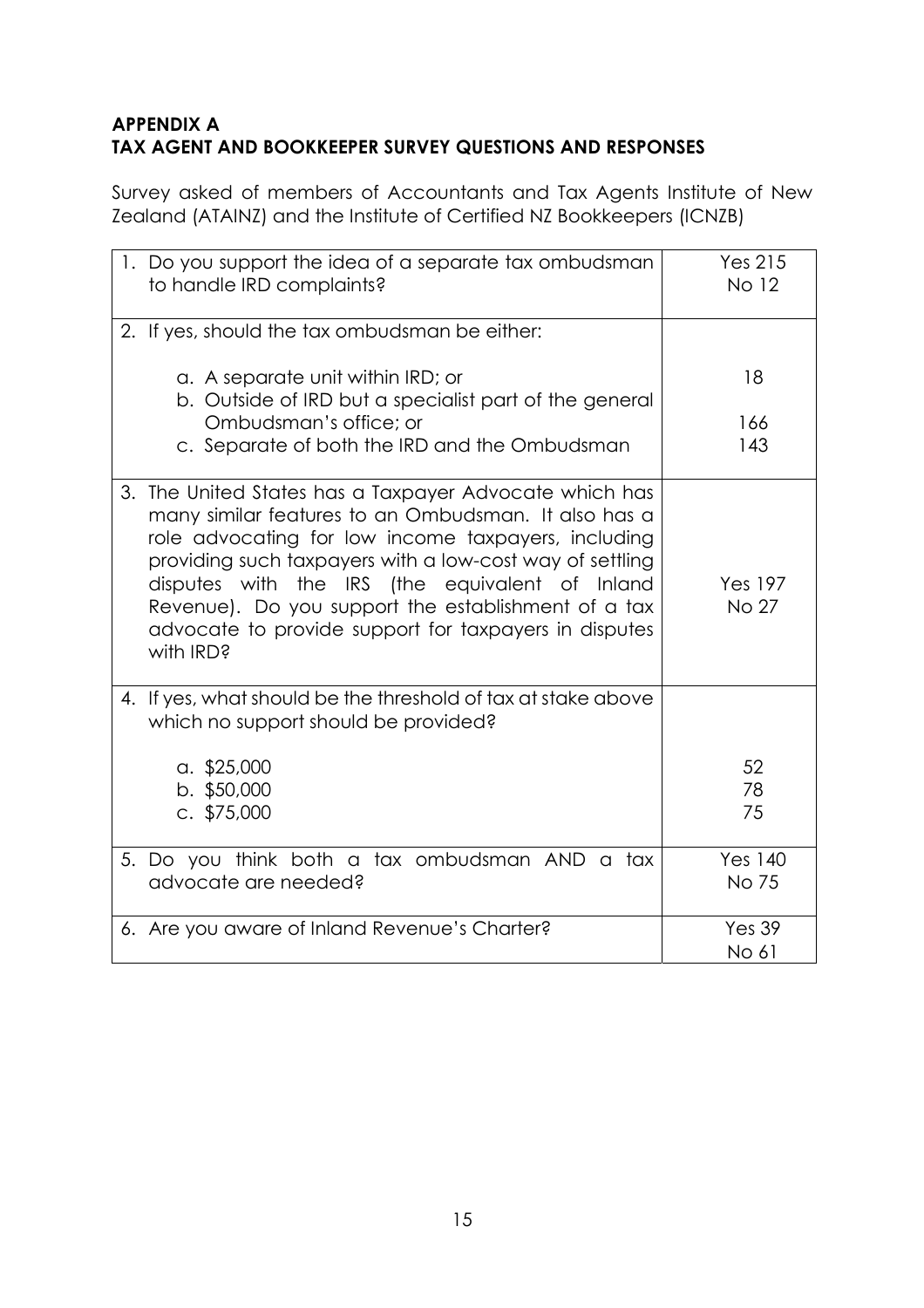**APPENDIX A**
**TAX AGENT AND BOOKKEEPER SURVEY QUESTIONS AND RESPONSES**

Survey asked of members of Accountants and Tax Agents Institute of New Zealand (ATAINZ) and the Institute of Certified NZ Bookkeepers (ICNZB)

| Question | Response |
|---|---|
| 1. Do you support the idea of a separate tax ombudsman to handle IRD complaints? | Yes 215<br>No 12 |
| 2. If yes, should the tax ombudsman be either:<br><br>a. A separate unit within IRD; or<br>b. Outside of IRD but a specialist part of the general Ombudsman's office; or<br>c. Separate of both the IRD and the Ombudsman | <br><br>18<br>166<br>143 |
| 3. The United States has a Taxpayer Advocate which has many similar features to an Ombudsman. It also has a role advocating for low income taxpayers, including providing such taxpayers with a low-cost way of settling disputes with the IRS (the equivalent of Inland Revenue). Do you support the establishment of a tax advocate to provide support for taxpayers in disputes with IRD? | Yes 197<br>No 27 |
| 4. If yes, what should be the threshold of tax at stake above which no support should be provided?<br><br>a. $25,000<br>b. $50,000<br>c. $75,000 | <br><br>52<br>78<br>75 |
| 5. Do you think both a tax ombudsman AND a tax advocate are needed? | Yes 140<br>No 75 |
| 6. Are you aware of Inland Revenue's Charter? | Yes 39<br>No 61 |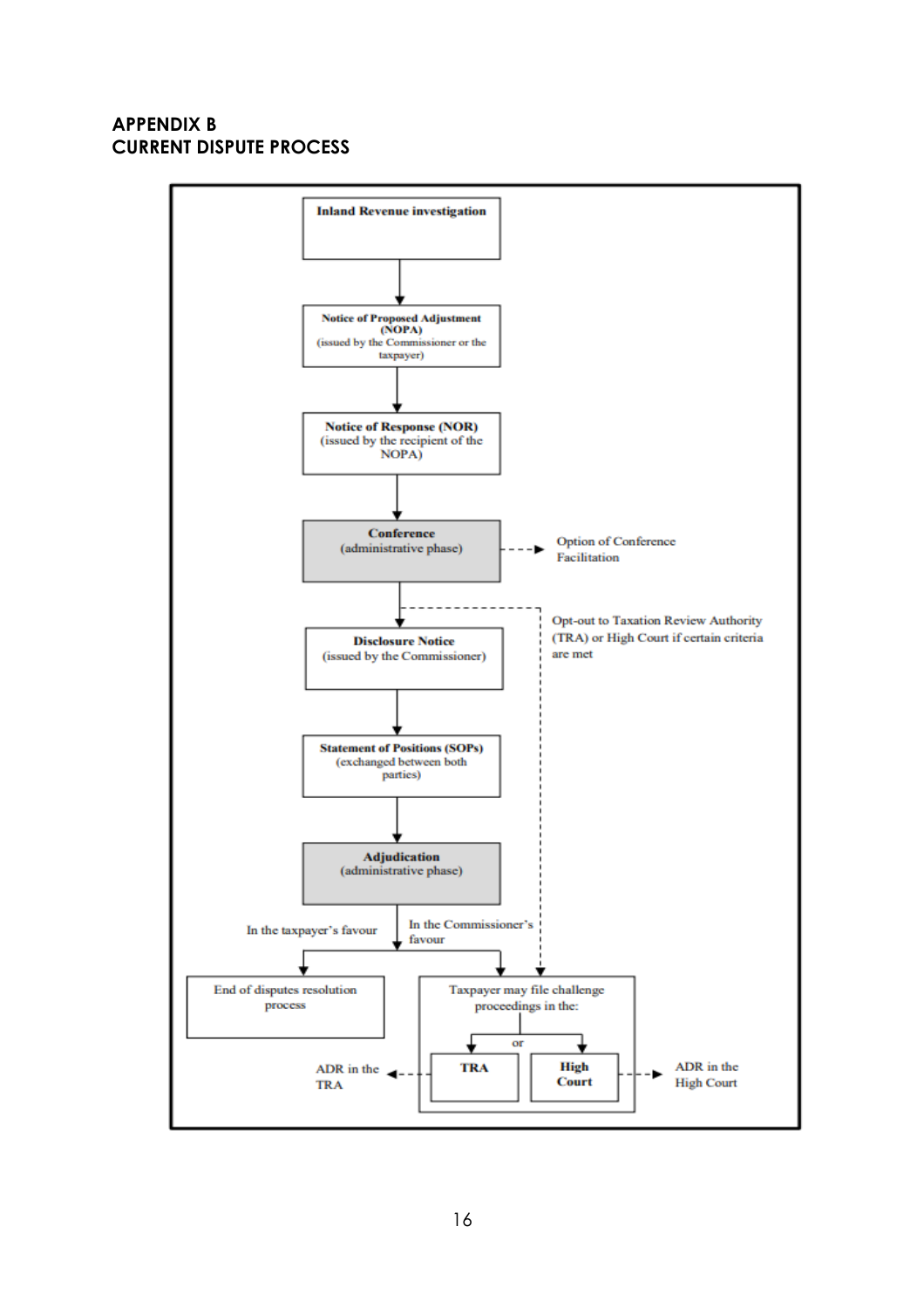# APPENDIX B
# CURRENT DISPUTE PROCESS

**Inland Revenue investigation**

↓

**Notice of Proposed Adjustment (NOPA)**
(issued by the Commissioner or the taxpayer)

↓

**Notice of Response (NOR)**
(issued by the recipient of the NOPA)

↓

**Conference**
(administrative phase) - - → Option of Conference Facilitation

↓ - - → Opt-out to Taxation Review Authority (TRA) or High Court if certain criteria are met

**Disclosure Notice**
(issued by the Commissioner)

↓

**Statement of Positions (SOPs)**
(exchanged between both parties)

↓

**Adjudication**
(administrative phase)

- In the taxpayer's favour → End of disputes resolution process
- In the Commissioner's favour → Taxpayer may file challenge proceedings in the:
  - **TRA** - - → ADR in the TRA
  - or
  - **High Court** - - → ADR in the High Court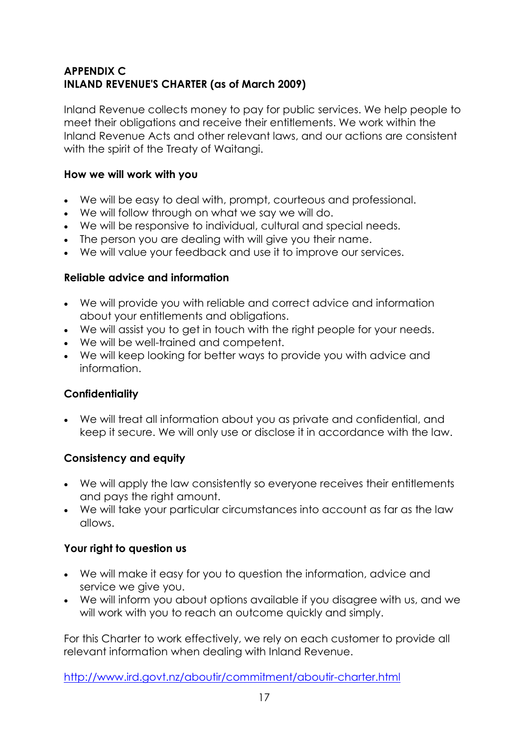**APPENDIX C**
**INLAND REVENUE'S CHARTER (as of March 2009)**

Inland Revenue collects money to pay for public services. We help people to meet their obligations and receive their entitlements. We work within the Inland Revenue Acts and other relevant laws, and our actions are consistent with the spirit of the Treaty of Waitangi.

**How we will work with you**

- We will be easy to deal with, prompt, courteous and professional.
- We will follow through on what we say we will do.
- We will be responsive to individual, cultural and special needs.
- The person you are dealing with will give you their name.
- We will value your feedback and use it to improve our services.

**Reliable advice and information**

- We will provide you with reliable and correct advice and information about your entitlements and obligations.
- We will assist you to get in touch with the right people for your needs.
- We will be well-trained and competent.
- We will keep looking for better ways to provide you with advice and information.

**Confidentiality**

- We will treat all information about you as private and confidential, and keep it secure. We will only use or disclose it in accordance with the law.

**Consistency and equity**

- We will apply the law consistently so everyone receives their entitlements and pays the right amount.
- We will take your particular circumstances into account as far as the law allows.

**Your right to question us**

- We will make it easy for you to question the information, advice and service we give you.
- We will inform you about options available if you disagree with us, and we will work with you to reach an outcome quickly and simply.

For this Charter to work effectively, we rely on each customer to provide all relevant information when dealing with Inland Revenue.

http://www.ird.govt.nz/aboutir/commitment/aboutir-charter.html